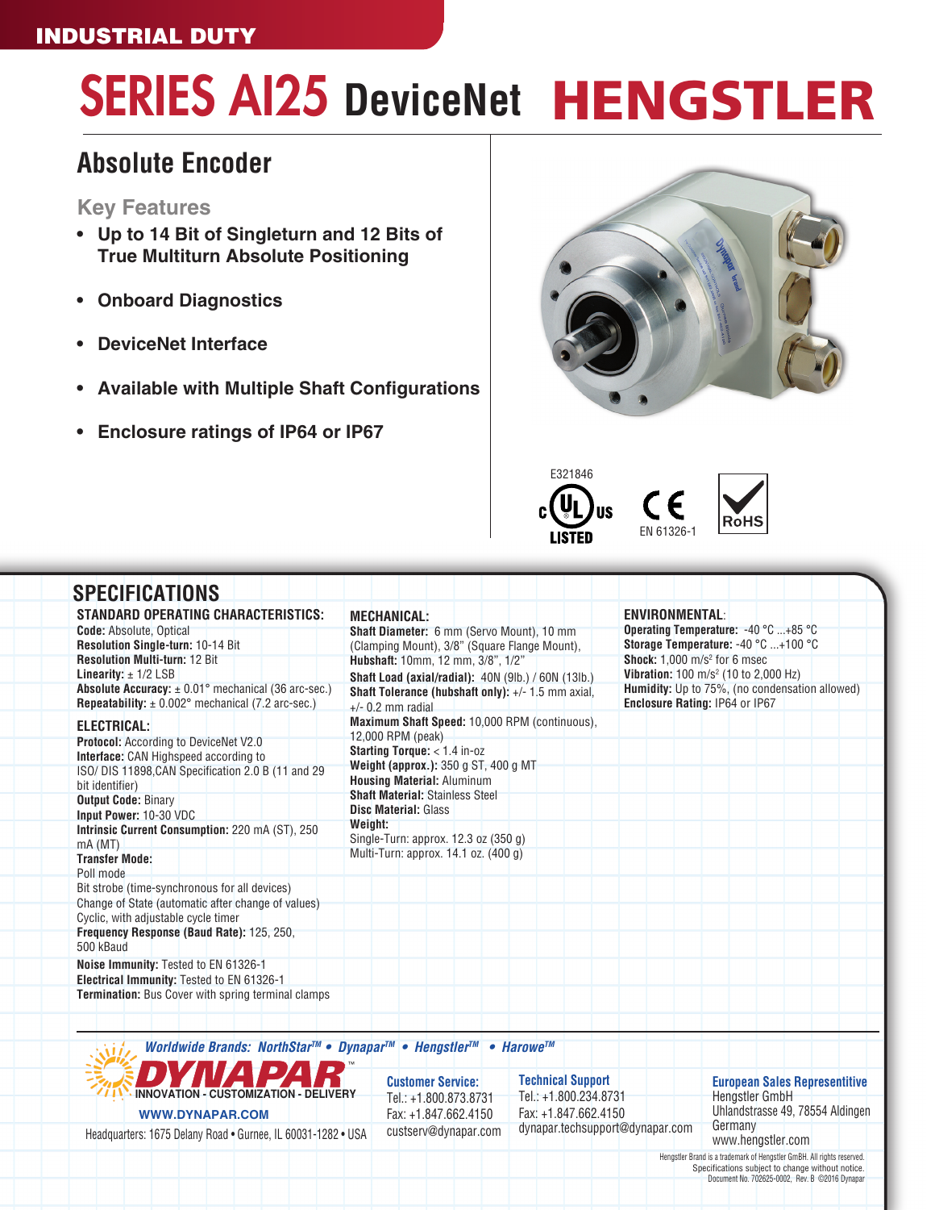INDUSTRIAL DUTY

# SERIES AI25 DeviceNet HENGSTLER

## Absolute Encoder

### Key Features

- **Up to 14 Bit of Singleturn and 12 Bits of True Multiturn Absolute Positioning**
- **Onboard Diagnostics**
- **DeviceNet Interface**
- **Available with Multiple Shaft Configurations**
- **Enclosure ratings of IP64 or IP67**

E321846

c UL us LISTED

CE EN 61326-1

RoHS

## SPECIFICATIONS

### STANDARD OPERATING CHARACTERISTICS:

**Code:** Absolute, Optical
**Resolution Single-turn:** 10-14 Bit
**Resolution Multi-turn:** 12 Bit
**Linearity:** ± 1/2 LSB
**Absolute Accuracy:** ± 0.01° mechanical (36 arc-sec.)
**Repeatability:** ± 0.002° mechanical (7.2 arc-sec.)

### ELECTRICAL:

**Protocol:** According to DeviceNet V2.0
**Interface:** CAN Highspeed according to ISO/ DIS 11898,CAN Specification 2.0 B (11 and 29 bit identifier)
**Output Code:** Binary
**Input Power:** 10-30 VDC
**Intrinsic Current Consumption:** 220 mA (ST), 250 mA (MT)
**Transfer Mode:**
Poll mode
Bit strobe (time-synchronous for all devices)
Change of State (automatic after change of values)
Cyclic, with adjustable cycle timer
**Frequency Response (Baud Rate):** 125, 250, 500 kBaud
**Noise Immunity:** Tested to EN 61326-1
**Electrical Immunity:** Tested to EN 61326-1
**Termination:** Bus Cover with spring terminal clamps

### MECHANICAL:

**Shaft Diameter:** 6 mm (Servo Mount), 10 mm (Clamping Mount), 3/8" (Square Flange Mount),
**Hubshaft:** 10mm, 12 mm, 3/8", 1/2"
**Shaft Load (axial/radial):** 40N (9lb.) / 60N (13lb.)
**Shaft Tolerance (hubshaft only):** +/- 1.5 mm axial, +/- 0.2 mm radial
**Maximum Shaft Speed:** 10,000 RPM (continuous), 12,000 RPM (peak)
**Starting Torque:** < 1.4 in-oz
**Weight (approx.):** 350 g ST, 400 g MT
**Housing Material:** Aluminum
**Shaft Material:** Stainless Steel
**Disc Material:** Glass
**Weight:**
Single-Turn: approx. 12.3 oz (350 g)
Multi-Turn: approx. 14.1 oz. (400 g)

### ENVIRONMENTAL:

**Operating Temperature:** -40 °C ...+85 °C
**Storage Temperature:** -40 °C ...+100 °C
**Shock:** 1,000 m/s² for 6 msec
**Vibration:** 100 m/s² (10 to 2,000 Hz)
**Humidity:** Up to 75%, (no condensation allowed)
**Enclosure Rating:** IP64 or IP67

---

*Worldwide Brands: NorthStar™ • Dynapar™ • Hengstler™ • Harowe™*

DYNAPAR™ INNOVATION - CUSTOMIZATION - DELIVERY
WWW.DYNAPAR.COM
Headquarters: 1675 Delany Road • Gurnee, IL 60031-1282 • USA

**Customer Service:**
Tel.: +1.800.873.8731
Fax: +1.847.662.4150
custserv@dynapar.com

**Technical Support**
Tel.: +1.800.234.8731
Fax: +1.847.662.4150
dynapar.techsupport@dynapar.com

**European Sales Representitive**
Hengstler GmbH
Uhlandstrasse 49, 78554 Aldingen
Germany
www.hengstler.com

Hengstler Brand is a trademark of Hengstler GmbH. All rights reserved.
Specifications subject to change without notice.
Document No. 702625-0002, Rev. B ©2016 Dynapar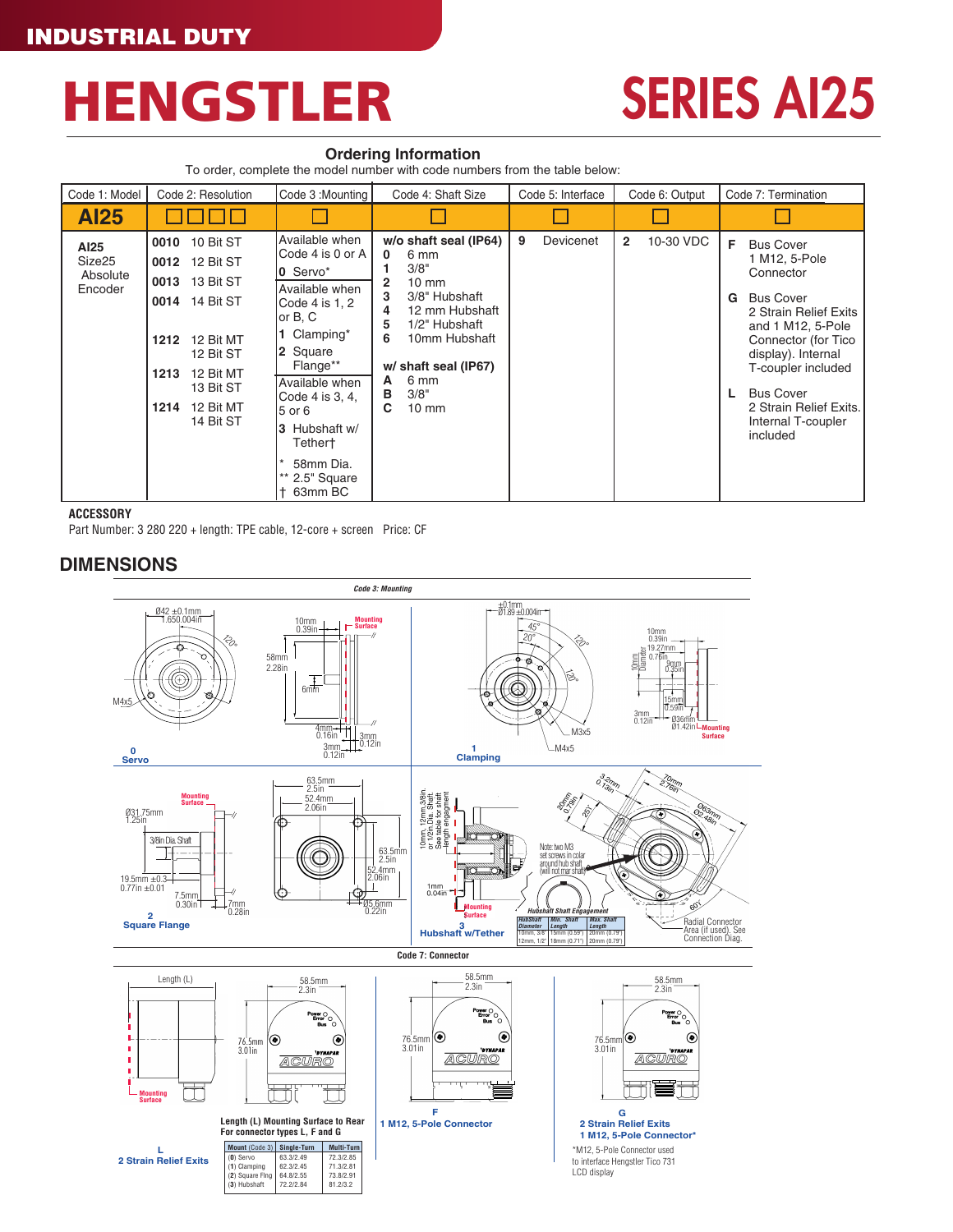# HENGSTLER

## SERIES AI25

INDUSTRIAL DUTY

### Ordering Information

To order, complete the model number with code numbers from the table below:

| Code 1: Model | Code 2: Resolution | Code 3 :Mounting | Code 4: Shaft Size | Code 5: Interface | Code 6: Output | Code 7: Termination |
|---|---|---|---|---|---|---|
| **AI25** | □□□□ | □ | □ | □ | □ | □ |
| **AI25** Size25 Absolute Encoder | **0010** 10 Bit ST<br>**0012** 12 Bit ST<br>**0013** 13 Bit ST<br>**0014** 14 Bit ST<br>**1212** 12 Bit MT 12 Bit ST<br>**1213** 12 Bit MT 13 Bit ST<br>**1214** 12 Bit MT 14 Bit ST | Available when Code 4 is 0 or A<br>**0** Servo*<br>Available when Code 4 is 1, 2 or B, C<br>**1** Clamping*<br>**2** Square Flange**<br>Available when Code 4 is 3, 4, 5 or 6<br>**3** Hubshaft w/ Tether†<br>* 58mm Dia.<br>** 2.5" Square<br>† 63mm BC | **w/o shaft seal (IP64)**<br>**0** 6 mm<br>**1** 3/8"<br>**2** 10 mm<br>**3** 3/8" Hubshaft<br>**4** 12 mm Hubshaft<br>**5** 1/2" Hubshaft<br>**6** 10mm Hubshaft<br>**w/ shaft seal (IP67)**<br>**A** 6 mm<br>**B** 3/8"<br>**C** 10 mm | **9** Devicenet | **2** 10-30 VDC | **F** Bus Cover 1 M12, 5-Pole Connector<br>**G** Bus Cover 2 Strain Relief Exits and 1 M12, 5-Pole Connector (for Tico display). Internal T-coupler included<br>**L** Bus Cover 2 Strain Relief Exits. Internal T-coupler included |

**ACCESSORY**

Part Number: 3 280 220 + length: TPE cable, 12-core + screen Price: CF

## DIMENSIONS

*Code 3: Mounting*

Ø42 ±0.1mm 1.650.004in
120°
M4x5
10mm 0.39in
Mounting Surface
58mm 2.28in
6mm
4mm 0.16in
3mm 0.12in
3mm 0.12in

**0 Servo**

±0.1mm Ø1.89 ±0.004in
45°
20°
120°
120°
M3x5
M4x5
10mm 0.39in
19.27mm 0.76in
9mm 0.35in
10mm Diameter
15mm 0.59in
3mm 0.12in
Ø36mm Ø1.42in
Mounting Surface

**1 Clamping**

Mounting Surface
Ø31.75mm 1.25in
3/8in Dia. Shaft
19.5mm ±0.3 0.77in ±0.01
7.5mm 0.30in
7mm 0.28in
63.5mm 2.5in
52.4mm 2.06in
63.5mm 2.5in
52.4mm 2.06in
Ø5.6mm 0.22in

**2 Square Flange**

10mm, 12mm,3/8in. or 12in.Dia. Shaft. See table for shaft length engagement
1mm 0.04in
Mounting Surface
3.2mm 0.13in
70mm 2.76in
Ø63mm Ø2.48in
20mm 0.79in
25°
60°
Note: two M3 set screws in collar around hub shaft (will not mar shaft)
Hubshaft Shaft Engagement

| HubShaft Diameter | Min. Shaft Length | Max. Shaft Length |
|---|---|---|
| 10mm, 3/8" | 15mm (0.59") | 20mm (0.79") |
| 12mm, 1/2" | 18mm (0.71") | 20mm (0.79") |

Radial Connector Area (if used). See Connection Diag.

**3 Hubshaft w/Tether**

*Code 7: Connector*

Length (L)
Mounting Surface
58.5mm 2.3in
76.5mm 3.01in
Power Error Bus
DYNAPAR
ACURO

**L 2 Strain Relief Exits**

Length (L) Mounting Surface to Rear For connector types L, F and G

| Mount (Code 3) | Single-Turn | Multi-Turn |
|---|---|---|
| (0) Servo | 63.3/2.49 | 72.3/2.85 |
| (1) Clamping | 62.3/2.45 | 71.3/2.81 |
| (2) Square Flng | 64.8/2.55 | 73.8/2.91 |
| (3) Hubshaft | 72.2/2.84 | 81.2/3.2 |

58.5mm 2.3in
76.5mm 3.01in

**F 1 M12, 5-Pole Connector**

58.5mm 2.3in
76.5mm 3.01in

**G 2 Strain Relief Exits 1 M12, 5-Pole Connector***

*M12, 5-Pole Connector used to interface Hengstler Tico 731 LCD display